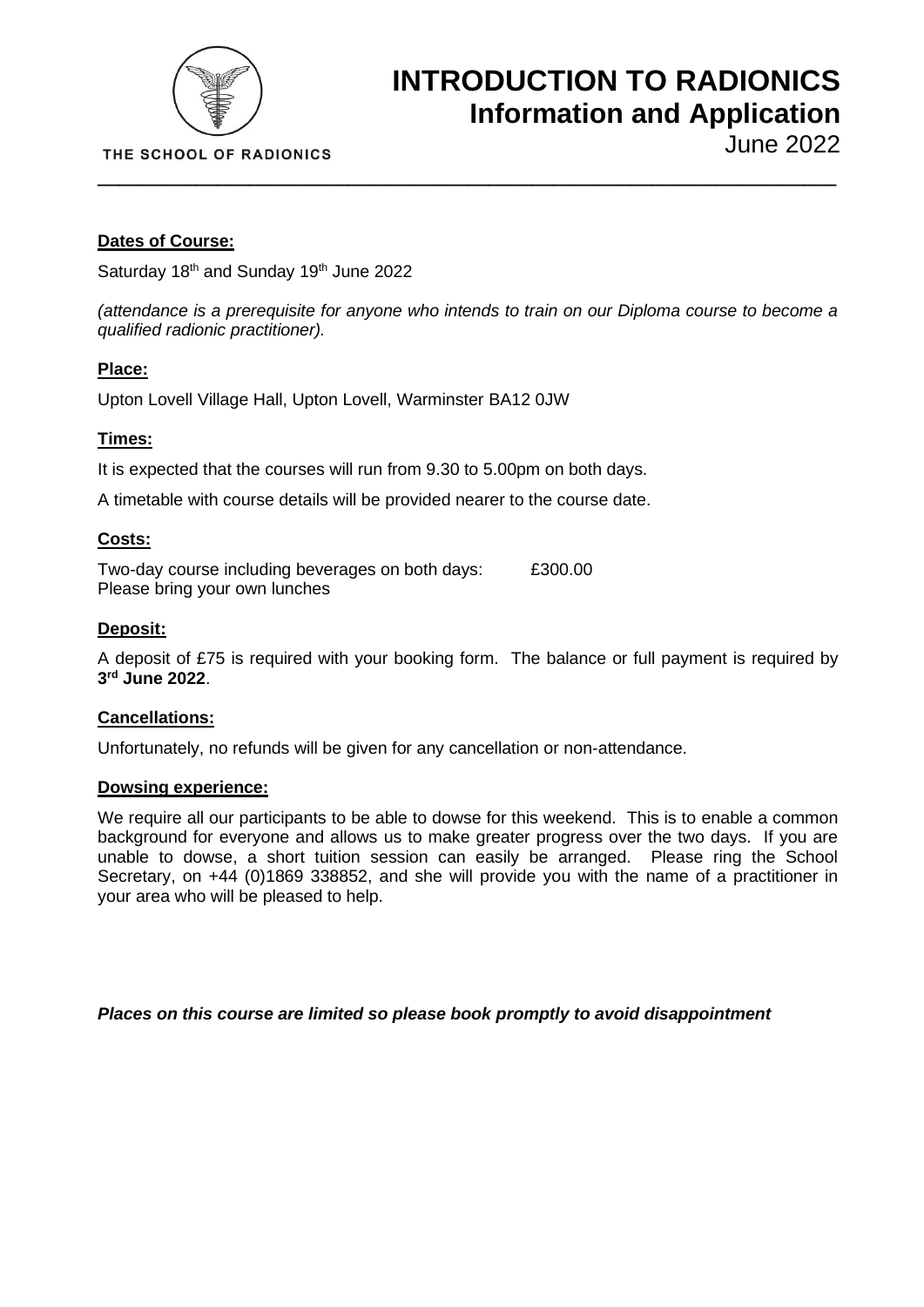THE SCHOOL OF RADIONICS

# INTRODUCTION TO RADIONICS
## Information and Application
June 2022

---

**Dates of Course:**

Saturday 18th and Sunday 19th June 2022

*(attendance is a prerequisite for anyone who intends to train on our Diploma course to become a qualified radionic practitioner).*

**Place:**

Upton Lovell Village Hall, Upton Lovell, Warminster BA12 0JW

**Times:**

It is expected that the courses will run from 9.30 to 5.00pm on both days.

A timetable with course details will be provided nearer to the course date.

**Costs:**

Two-day course including beverages on both days: £300.00
Please bring your own lunches

**Deposit:**

A deposit of £75 is required with your booking form. The balance or full payment is required by **3rd June 2022**.

**Cancellations:**

Unfortunately, no refunds will be given for any cancellation or non-attendance.

**Dowsing experience:**

We require all our participants to be able to dowse for this weekend. This is to enable a common background for everyone and allows us to make greater progress over the two days. If you are unable to dowse, a short tuition session can easily be arranged. Please ring the School Secretary, on +44 (0)1869 338852, and she will provide you with the name of a practitioner in your area who will be pleased to help.

***Places on this course are limited so please book promptly to avoid disappointment***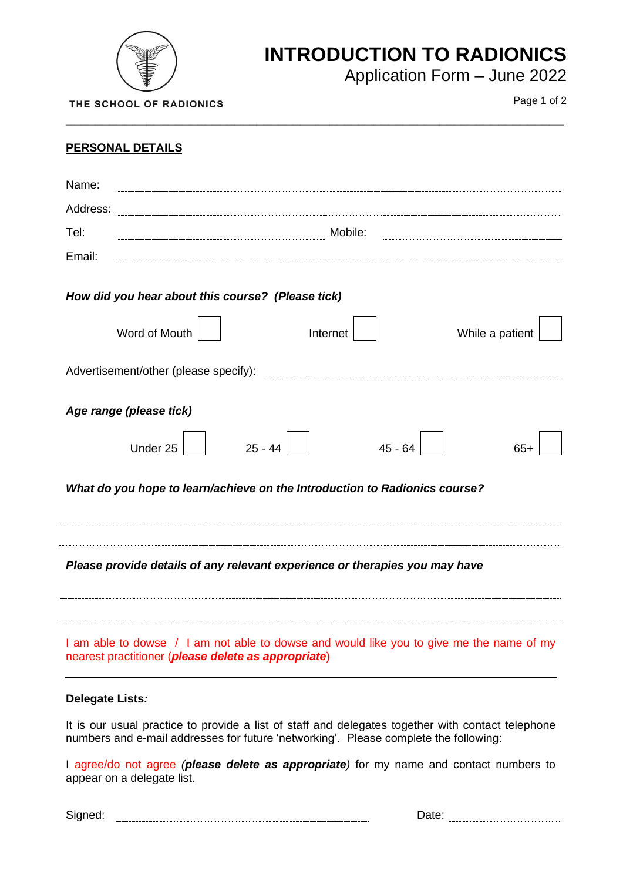THE SCHOOL OF RADIONICS

# INTRODUCTION TO RADIONICS

## Application Form – June 2022

---

**PERSONAL DETAILS**

Name: ..............................................................................................................

Address: ..............................................................................................................

Tel: .............................................. Mobile: ..............................................

Email: ..............................................................................................................

***How did you hear about this course? (Please tick)***

Word of Mouth ☐ Internet ☐ While a patient ☐

Advertisement/other (please specify): ..............................................

***Age range (please tick)***

Under 25 ☐ 25 - 44 ☐ 45 - 64 ☐ 65+ ☐

***What do you hope to learn/achieve on the Introduction to Radionics course?***

..............................................................................................................

..............................................................................................................

***Please provide details of any relevant experience or therapies you may have***

..............................................................................................................

..............................................................................................................

I am able to dowse / I am not able to dowse and would like you to give me the name of my nearest practitioner (***please delete as appropriate***)

---

**Delegate Lists*:***

It is our usual practice to provide a list of staff and delegates together with contact telephone numbers and e-mail addresses for future 'networking'. Please complete the following:

I agree/do not agree *(**please delete as appropriate**)* for my name and contact numbers to appear on a delegate list.

Signed: .............................................. Date: ..............................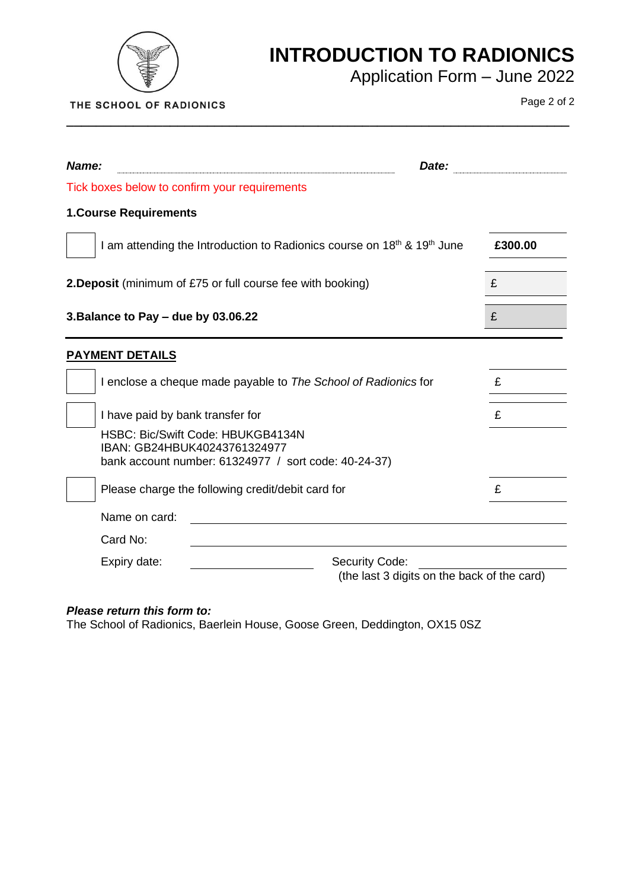THE SCHOOL OF RADIONICS

# INTRODUCTION TO RADIONICS

## Application Form – June 2022

**_Name:_** .................................................. **_Date:_** ..........................

Tick boxes below to confirm your requirements

**1.Course Requirements**

| | | |
|---|---|---|
| ☐ | I am attending the Introduction to Radionics course on 18th & 19th June | **£300.00** |
| | **2.Deposit** (minimum of £75 or full course fee with booking) | £ |
| | **3.Balance to Pay – due by 03.06.22** | £ |

**PAYMENT DETAILS**

| | | |
|---|---|---|
| ☐ | I enclose a cheque made payable to *The School of Radionics* for | £ |
| ☐ | I have paid by bank transfer for<br>HSBC: Bic/Swift Code: HBUKGB4134N<br>IBAN: GB24HBUK40243761324977<br>bank account number: 61324977 / sort code: 40-24-37) | £ |
| ☐ | Please charge the following credit/debit card for | £ |

Name on card: ______________________________

Card No: ______________________________

Expiry date: ______________ Security Code: ______________
(the last 3 digits on the back of the card)

***Please return this form to:***
The School of Radionics, Baerlein House, Goose Green, Deddington, OX15 0SZ